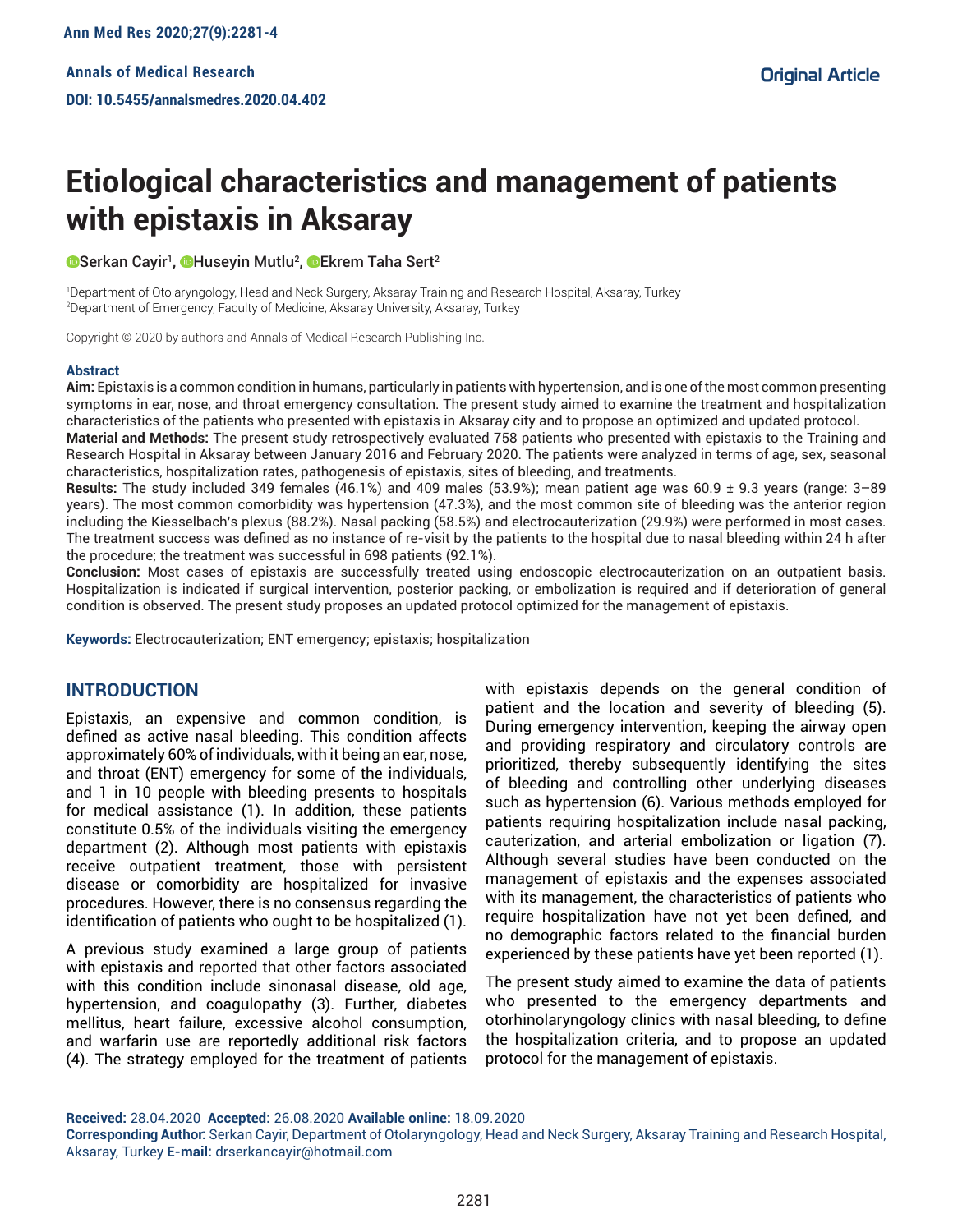**Annals of Medical Research**

**DOI: 10.5455/annalsmedres.2020.04.402**

**Original Article**

# Etiological characteristics and management of patients with epistaxis in Aksaray

**Serkan Cayir**[1], **Huseyin Mutlu**[2], **Ekrem Taha Sert**[2]

[1]Department of Otolaryngology, Head and Neck Surgery, Aksaray Training and Research Hospital, Aksaray, Turkey
[2]Department of Emergency, Faculty of Medicine, Aksaray University, Aksaray, Turkey

Copyright © 2020 by authors and Annals of Medical Research Publishing Inc.

### Abstract

**Aim:** Epistaxis is a common condition in humans, particularly in patients with hypertension, and is one of the most common presenting symptoms in ear, nose, and throat emergency consultation. The present study aimed to examine the treatment and hospitalization characteristics of the patients who presented with epistaxis in Aksaray city and to propose an optimized and updated protocol.

**Material and Methods:** The present study retrospectively evaluated 758 patients who presented with epistaxis to the Training and Research Hospital in Aksaray between January 2016 and February 2020. The patients were analyzed in terms of age, sex, seasonal characteristics, hospitalization rates, pathogenesis of epistaxis, sites of bleeding, and treatments.

**Results:** The study included 349 females (46.1%) and 409 males (53.9%); mean patient age was 60.9 ± 9.3 years (range: 3–89 years). The most common comorbidity was hypertension (47.3%), and the most common site of bleeding was the anterior region including the Kiesselbach's plexus (88.2%). Nasal packing (58.5%) and electrocauterization (29.9%) were performed in most cases. The treatment success was defined as no instance of re-visit by the patients to the hospital due to nasal bleeding within 24 h after the procedure; the treatment was successful in 698 patients (92.1%).

**Conclusion:** Most cases of epistaxis are successfully treated using endoscopic electrocauterization on an outpatient basis. Hospitalization is indicated if surgical intervention, posterior packing, or embolization is required and if deterioration of general condition is observed. The present study proposes an updated protocol optimized for the management of epistaxis.

**Keywords:** Electrocauterization; ENT emergency; epistaxis; hospitalization

## INTRODUCTION

Epistaxis, an expensive and common condition, is defined as active nasal bleeding. This condition affects approximately 60% of individuals, with it being an ear, nose, and throat (ENT) emergency for some of the individuals, and 1 in 10 people with bleeding presents to hospitals for medical assistance (1). In addition, these patients constitute 0.5% of the individuals visiting the emergency department (2). Although most patients with epistaxis receive outpatient treatment, those with persistent disease or comorbidity are hospitalized for invasive procedures. However, there is no consensus regarding the identification of patients who ought to be hospitalized (1).

A previous study examined a large group of patients with epistaxis and reported that other factors associated with this condition include sinonasal disease, old age, hypertension, and coagulopathy (3). Further, diabetes mellitus, heart failure, excessive alcohol consumption, and warfarin use are reportedly additional risk factors (4). The strategy employed for the treatment of patients with epistaxis depends on the general condition of patient and the location and severity of bleeding (5). During emergency intervention, keeping the airway open and providing respiratory and circulatory controls are prioritized, thereby subsequently identifying the sites of bleeding and controlling other underlying diseases such as hypertension (6). Various methods employed for patients requiring hospitalization include nasal packing, cauterization, and arterial embolization or ligation (7). Although several studies have been conducted on the management of epistaxis and the expenses associated with its management, the characteristics of patients who require hospitalization have not yet been defined, and no demographic factors related to the financial burden experienced by these patients have yet been reported (1).

The present study aimed to examine the data of patients who presented to the emergency departments and otorhinolaryngology clinics with nasal bleeding, to define the hospitalization criteria, and to propose an updated protocol for the management of epistaxis.

**Received:** 28.04.2020 **Accepted:** 26.08.2020 **Available online:** 18.09.2020
**Corresponding Author:** Serkan Cayir, Department of Otolaryngology, Head and Neck Surgery, Aksaray Training and Research Hospital, Aksaray, Turkey **E-mail:** drserkancayir@hotmail.com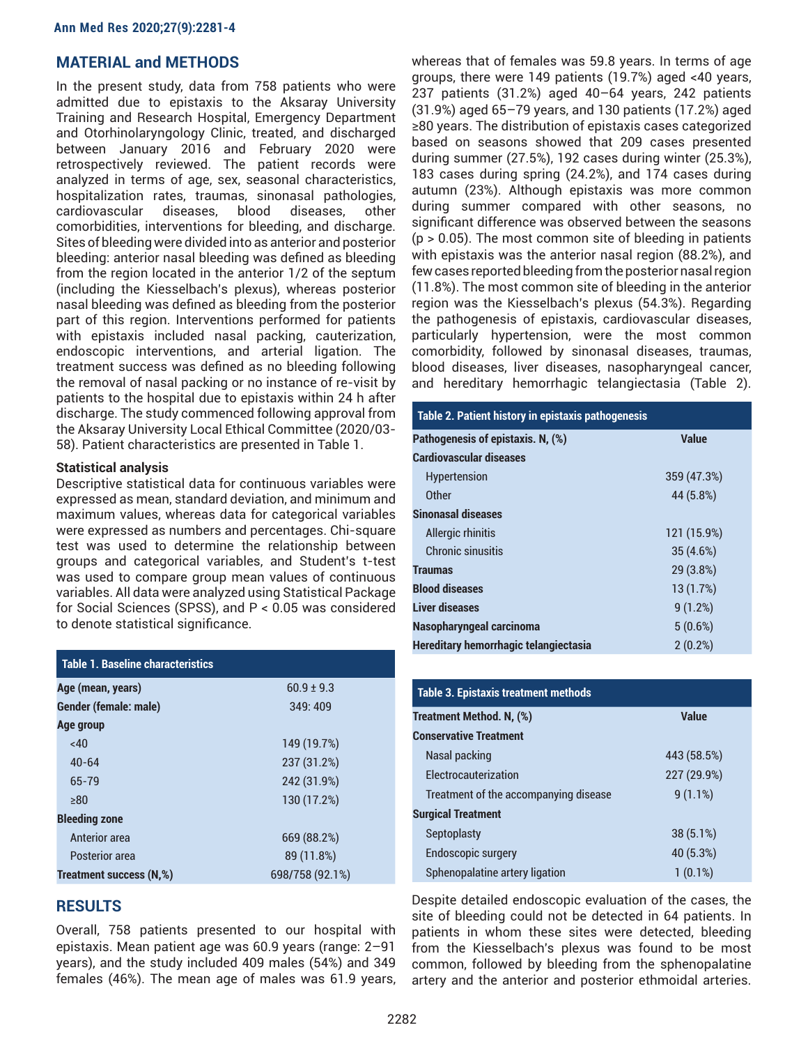## MATERIAL and METHODS

In the present study, data from 758 patients who were admitted due to epistaxis to the Aksaray University Training and Research Hospital, Emergency Department and Otorhinolaryngology Clinic, treated, and discharged between January 2016 and February 2020 were retrospectively reviewed. The patient records were analyzed in terms of age, sex, seasonal characteristics, hospitalization rates, traumas, sinonasal pathologies, cardiovascular diseases, blood diseases, other comorbidities, interventions for bleeding, and discharge. Sites of bleeding were divided into as anterior and posterior bleeding: anterior nasal bleeding was defined as bleeding from the region located in the anterior 1/2 of the septum (including the Kiesselbach's plexus), whereas posterior nasal bleeding was defined as bleeding from the posterior part of this region. Interventions performed for patients with epistaxis included nasal packing, cauterization, endoscopic interventions, and arterial ligation. The treatment success was defined as no bleeding following the removal of nasal packing or no instance of re-visit by patients to the hospital due to epistaxis within 24 h after discharge. The study commenced following approval from the Aksaray University Local Ethical Committee (2020/03-58). Patient characteristics are presented in Table 1.

### Statistical analysis

Descriptive statistical data for continuous variables were expressed as mean, standard deviation, and minimum and maximum values, whereas data for categorical variables were expressed as numbers and percentages. Chi-square test was used to determine the relationship between groups and categorical variables, and Student's t-test was used to compare group mean values of continuous variables. All data were analyzed using Statistical Package for Social Sciences (SPSS), and $P < 0.05$ was considered to denote statistical significance.

**Table 1. Baseline characteristics**

| | |
|---|---|
| **Age (mean, years)** | 60.9 ± 9.3 |
| **Gender (female: male)** | 349: 409 |
| **Age group** | |
| <40 | 149 (19.7%) |
| 40-64 | 237 (31.2%) |
| 65-79 | 242 (31.9%) |
| ≥80 | 130 (17.2%) |
| **Bleeding zone** | |
| Anterior area | 669 (88.2%) |
| Posterior area | 89 (11.8%) |
| **Treatment success (N,%)** | 698/758 (92.1%) |

## RESULTS

Overall, 758 patients presented to our hospital with epistaxis. Mean patient age was 60.9 years (range: 2–91 years), and the study included 409 males (54%) and 349 females (46%). The mean age of males was 61.9 years, whereas that of females was 59.8 years. In terms of age groups, there were 149 patients (19.7%) aged <40 years, 237 patients (31.2%) aged 40–64 years, 242 patients (31.9%) aged 65–79 years, and 130 patients (17.2%) aged ≥80 years. The distribution of epistaxis cases categorized based on seasons showed that 209 cases presented during summer (27.5%), 192 cases during winter (25.3%), 183 cases during spring (24.2%), and 174 cases during autumn (23%). Although epistaxis was more common during summer compared with other seasons, no significant difference was observed between the seasons ($p > 0.05$). The most common site of bleeding in patients with epistaxis was the anterior nasal region (88.2%), and few cases reported bleeding from the posterior nasal region (11.8%). The most common site of bleeding in the anterior region was the Kiesselbach's plexus (54.3%). Regarding the pathogenesis of epistaxis, cardiovascular diseases, particularly hypertension, were the most common comorbidity, followed by sinonasal diseases, traumas, blood diseases, liver diseases, nasopharyngeal cancer, and hereditary hemorrhagic telangiectasia (Table 2).

**Table 2. Patient history in epistaxis pathogenesis**

| Pathogenesis of epistaxis. N, (%) | Value |
|---|---|
| **Cardiovascular diseases** | |
| Hypertension | 359 (47.3%) |
| Other | 44 (5.8%) |
| **Sinonasal diseases** | |
| Allergic rhinitis | 121 (15.9%) |
| Chronic sinusitis | 35 (4.6%) |
| **Traumas** | 29 (3.8%) |
| **Blood diseases** | 13 (1.7%) |
| **Liver diseases** | 9 (1.2%) |
| **Nasopharyngeal carcinoma** | 5 (0.6%) |
| **Hereditary hemorrhagic telangiectasia** | 2 (0.2%) |

**Table 3. Epistaxis treatment methods**

| Treatment Method. N, (%) | Value |
|---|---|
| **Conservative Treatment** | |
| Nasal packing | 443 (58.5%) |
| Electrocauterization | 227 (29.9%) |
| Treatment of the accompanying disease | 9 (1.1%) |
| **Surgical Treatment** | |
| Septoplasty | 38 (5.1%) |
| Endoscopic surgery | 40 (5.3%) |
| Sphenopalatine artery ligation | 1 (0.1%) |

Despite detailed endoscopic evaluation of the cases, the site of bleeding could not be detected in 64 patients. In patients in whom these sites were detected, bleeding from the Kiesselbach's plexus was found to be most common, followed by bleeding from the sphenopalatine artery and the anterior and posterior ethmoidal arteries.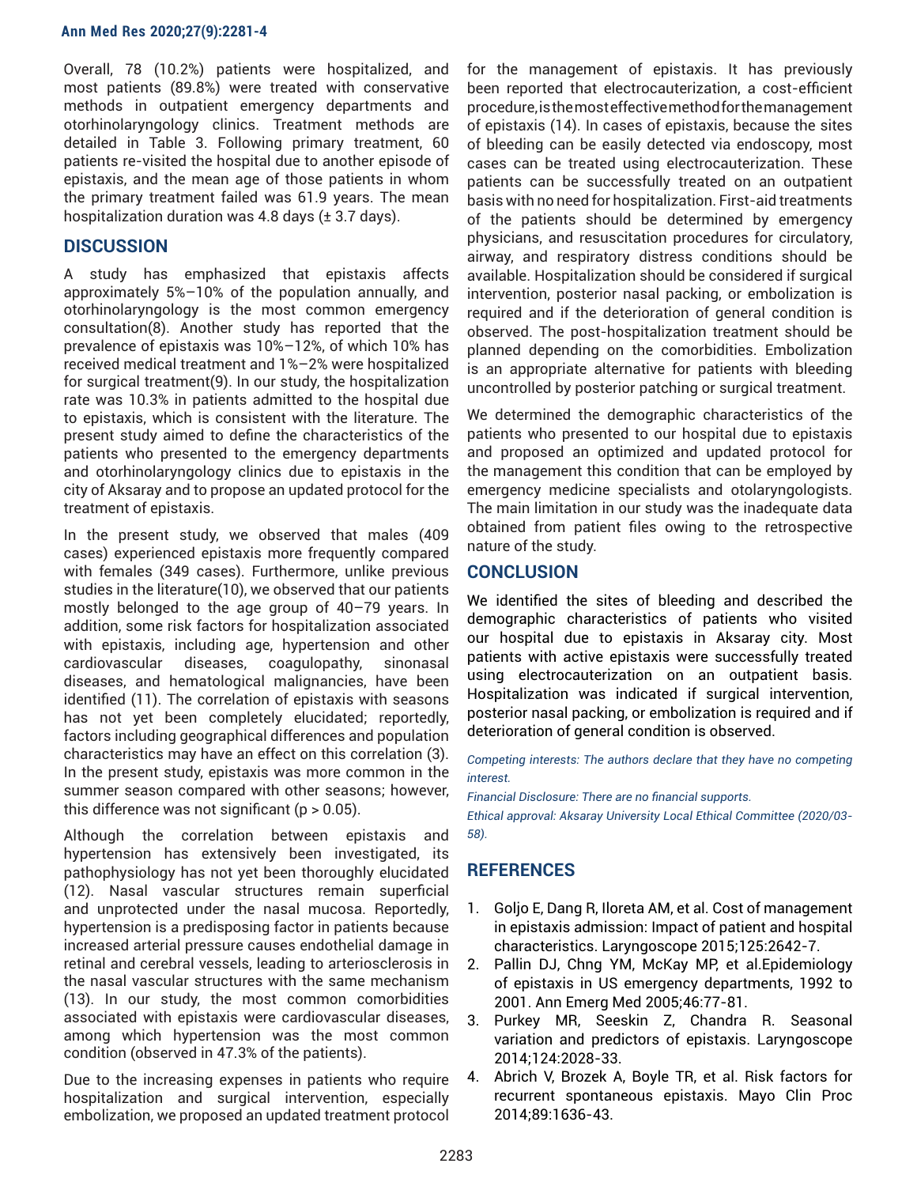Overall, 78 (10.2%) patients were hospitalized, and most patients (89.8%) were treated with conservative methods in outpatient emergency departments and otorhinolaryngology clinics. Treatment methods are detailed in Table 3. Following primary treatment, 60 patients re-visited the hospital due to another episode of epistaxis, and the mean age of those patients in whom the primary treatment failed was 61.9 years. The mean hospitalization duration was 4.8 days (± 3.7 days).

## DISCUSSION

A study has emphasized that epistaxis affects approximately 5%–10% of the population annually, and otorhinolaryngology is the most common emergency consultation(8). Another study has reported that the prevalence of epistaxis was 10%–12%, of which 10% has received medical treatment and 1%–2% were hospitalized for surgical treatment(9). In our study, the hospitalization rate was 10.3% in patients admitted to the hospital due to epistaxis, which is consistent with the literature. The present study aimed to define the characteristics of the patients who presented to the emergency departments and otorhinolaryngology clinics due to epistaxis in the city of Aksaray and to propose an updated protocol for the treatment of epistaxis.

In the present study, we observed that males (409 cases) experienced epistaxis more frequently compared with females (349 cases). Furthermore, unlike previous studies in the literature(10), we observed that our patients mostly belonged to the age group of 40–79 years. In addition, some risk factors for hospitalization associated with epistaxis, including age, hypertension and other cardiovascular diseases, coagulopathy, sinonasal diseases, and hematological malignancies, have been identified (11). The correlation of epistaxis with seasons has not yet been completely elucidated; reportedly, factors including geographical differences and population characteristics may have an effect on this correlation (3). In the present study, epistaxis was more common in the summer season compared with other seasons; however, this difference was not significant ($p > 0.05$).

Although the correlation between epistaxis and hypertension has extensively been investigated, its pathophysiology has not yet been thoroughly elucidated (12). Nasal vascular structures remain superficial and unprotected under the nasal mucosa. Reportedly, hypertension is a predisposing factor in patients because increased arterial pressure causes endothelial damage in retinal and cerebral vessels, leading to arteriosclerosis in the nasal vascular structures with the same mechanism (13). In our study, the most common comorbidities associated with epistaxis were cardiovascular diseases, among which hypertension was the most common condition (observed in 47.3% of the patients).

Due to the increasing expenses in patients who require hospitalization and surgical intervention, especially embolization, we proposed an updated treatment protocol for the management of epistaxis. It has previously been reported that electrocauterization, a cost-efficient procedure, is the most effective method for the management of epistaxis (14). In cases of epistaxis, because the sites of bleeding can be easily detected via endoscopy, most cases can be treated using electrocauterization. These patients can be successfully treated on an outpatient basis with no need for hospitalization. First-aid treatments of the patients should be determined by emergency physicians, and resuscitation procedures for circulatory, airway, and respiratory distress conditions should be available. Hospitalization should be considered if surgical intervention, posterior nasal packing, or embolization is required and if the deterioration of general condition is observed. The post-hospitalization treatment should be planned depending on the comorbidities. Embolization is an appropriate alternative for patients with bleeding uncontrolled by posterior patching or surgical treatment.

We determined the demographic characteristics of the patients who presented to our hospital due to epistaxis and proposed an optimized and updated protocol for the management this condition that can be employed by emergency medicine specialists and otolaryngologists. The main limitation in our study was the inadequate data obtained from patient files owing to the retrospective nature of the study.

## CONCLUSION

We identified the sites of bleeding and described the demographic characteristics of patients who visited our hospital due to epistaxis in Aksaray city. Most patients with active epistaxis were successfully treated using electrocauterization on an outpatient basis. Hospitalization was indicated if surgical intervention, posterior nasal packing, or embolization is required and if deterioration of general condition is observed.

*Competing interests: The authors declare that they have no competing interest.*

*Financial Disclosure: There are no financial supports.*

*Ethical approval: Aksaray University Local Ethical Committee (2020/03-58).*

## REFERENCES

1. Goljo E, Dang R, Iloreta AM, et al. Cost of management in epistaxis admission: Impact of patient and hospital characteristics. Laryngoscope 2015;125:2642-7.
2. Pallin DJ, Chng YM, McKay MP, et al.Epidemiology of epistaxis in US emergency departments, 1992 to 2001. Ann Emerg Med 2005;46:77-81.
3. Purkey MR, Seeskin Z, Chandra R. Seasonal variation and predictors of epistaxis. Laryngoscope 2014;124:2028-33.
4. Abrich V, Brozek A, Boyle TR, et al. Risk factors for recurrent spontaneous epistaxis. Mayo Clin Proc 2014;89:1636-43.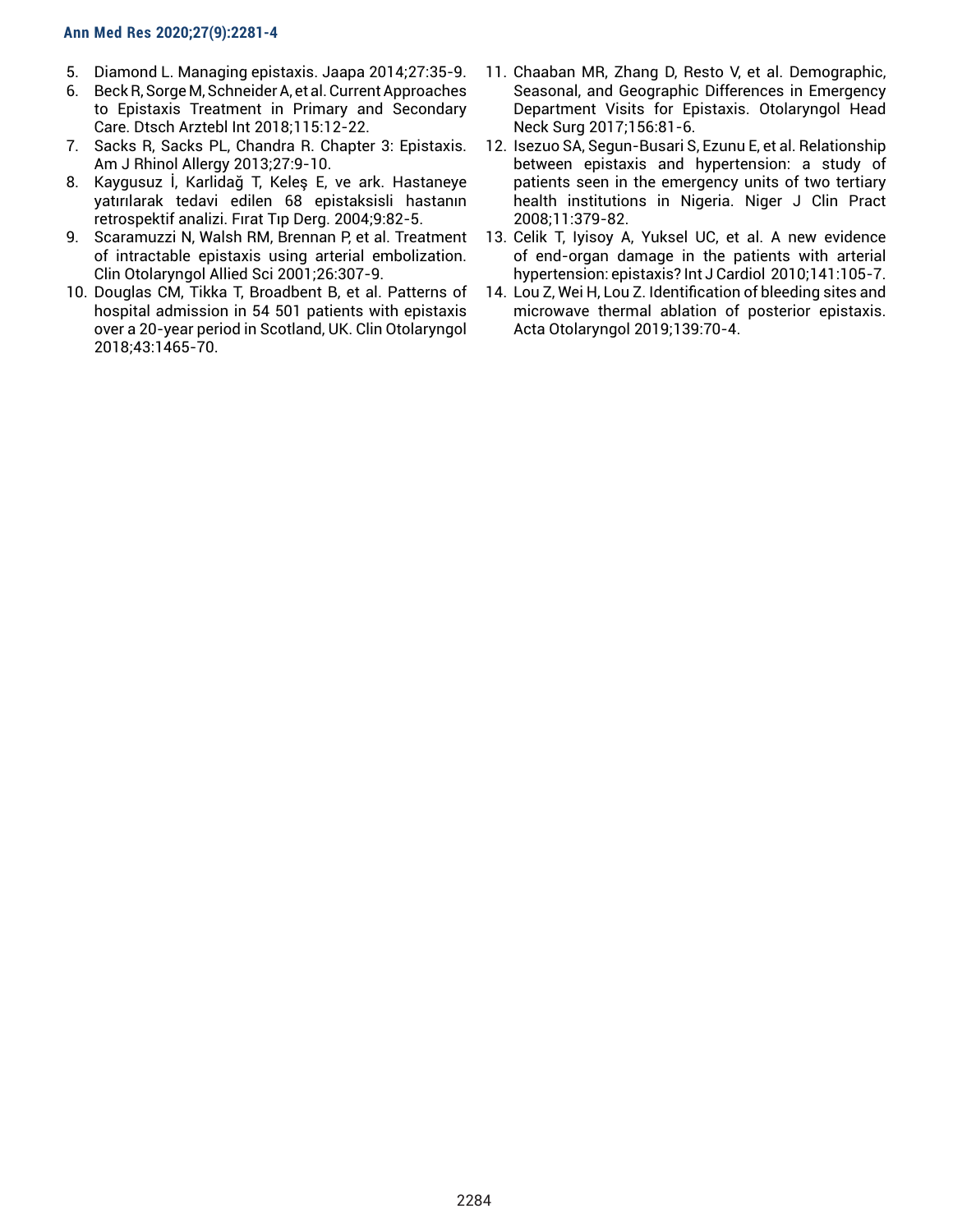5. Diamond L. Managing epistaxis. Jaapa 2014;27:35-9.
6. Beck R, Sorge M, Schneider A, et al. Current Approaches to Epistaxis Treatment in Primary and Secondary Care. Dtsch Arztebl Int 2018;115:12-22.
7. Sacks R, Sacks PL, Chandra R. Chapter 3: Epistaxis. Am J Rhinol Allergy 2013;27:9-10.
8. Kaygusuz İ, Karlidağ T, Keleş E, ve ark. Hastaneye yatırılarak tedavi edilen 68 epistaksisli hastanın retrospektif analizi. Fırat Tıp Derg. 2004;9:82-5.
9. Scaramuzzi N, Walsh RM, Brennan P, et al. Treatment of intractable epistaxis using arterial embolization. Clin Otolaryngol Allied Sci 2001;26:307-9.
10. Douglas CM, Tikka T, Broadbent B, et al. Patterns of hospital admission in 54 501 patients with epistaxis over a 20-year period in Scotland, UK. Clin Otolaryngol 2018;43:1465-70.
11. Chaaban MR, Zhang D, Resto V, et al. Demographic, Seasonal, and Geographic Differences in Emergency Department Visits for Epistaxis. Otolaryngol Head Neck Surg 2017;156:81-6.
12. Isezuo SA, Segun-Busari S, Ezunu E, et al. Relationship between epistaxis and hypertension: a study of patients seen in the emergency units of two tertiary health institutions in Nigeria. Niger J Clin Pract 2008;11:379-82.
13. Celik T, Iyisoy A, Yuksel UC, et al. A new evidence of end-organ damage in the patients with arterial hypertension: epistaxis? Int J Cardiol 2010;141:105-7.
14. Lou Z, Wei H, Lou Z. Identification of bleeding sites and microwave thermal ablation of posterior epistaxis. Acta Otolaryngol 2019;139:70-4.